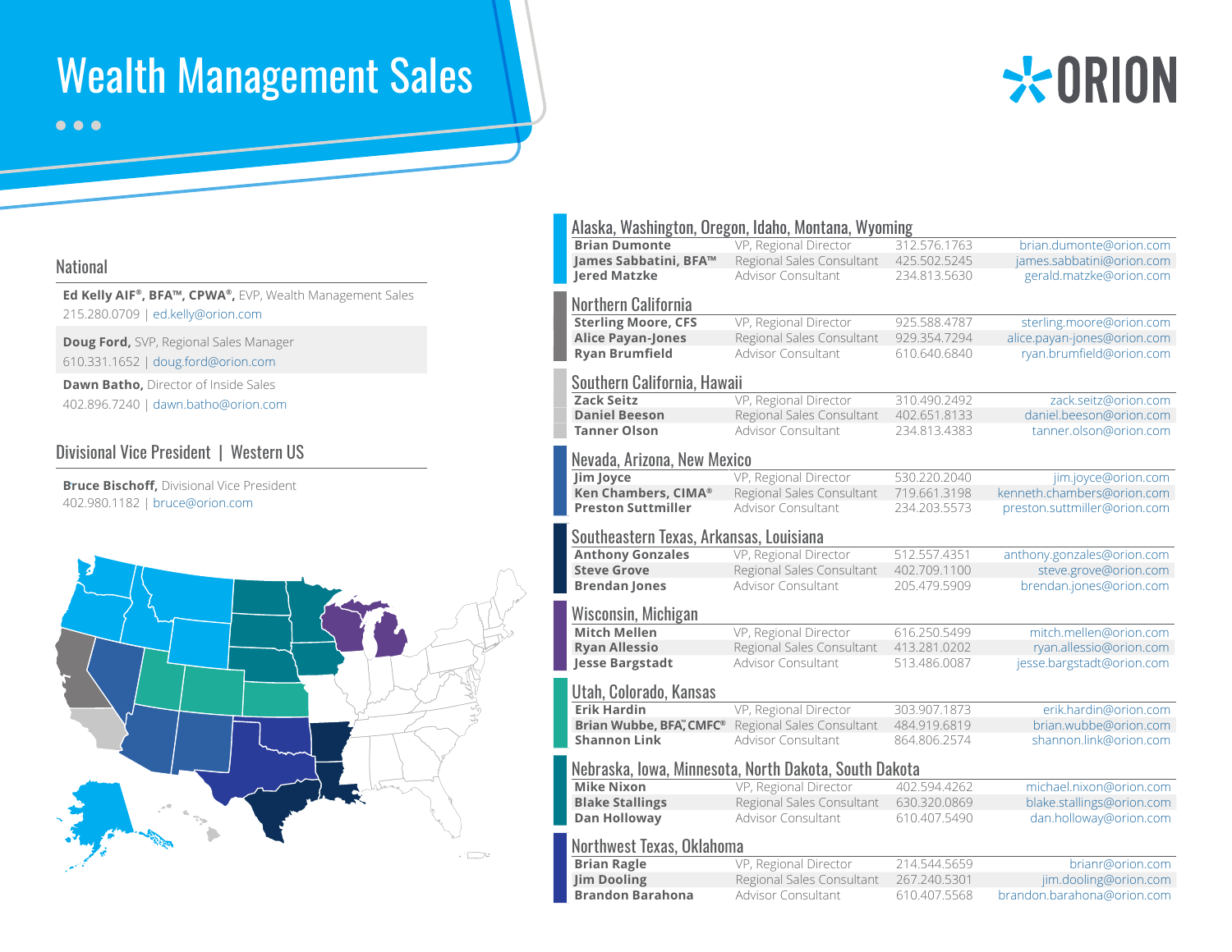# Wealth Management Sales

ORION

## National

**Ed Kelly AIF®, BFA™, CPWA®,** EVP, Wealth Management Sales
215.280.0709 | ed.kelly@orion.com

**Doug Ford,** SVP, Regional Sales Manager
610.331.1652 | doug.ford@orion.com

**Dawn Batho,** Director of Inside Sales
402.896.7240 | dawn.batho@orion.com

## Divisional Vice President | Western US

**Bruce Bischoff,** Divisional Vice President
402.980.1182 | bruce@orion.com

## Alaska, Washington, Oregon, Idaho, Montana, Wyoming

| Name | Title | Phone | Email |
|---|---|---|---|
| **Brian Dumonte** | VP, Regional Director | 312.576.1763 | brian.dumonte@orion.com |
| **James Sabbatini, BFA™** | Regional Sales Consultant | 425.502.5245 | james.sabbatini@orion.com |
| **Jered Matzke** | Advisor Consultant | 234.813.5630 | gerald.matzke@orion.com |

## Northern California

| Name | Title | Phone | Email |
|---|---|---|---|
| **Sterling Moore, CFS** | VP, Regional Director | 925.588.4787 | sterling.moore@orion.com |
| **Alice Payan-Jones** | Regional Sales Consultant | 929.354.7294 | alice.payan-jones@orion.com |
| **Ryan Brumfield** | Advisor Consultant | 610.640.6840 | ryan.brumfield@orion.com |

## Southern California, Hawaii

| Name | Title | Phone | Email |
|---|---|---|---|
| **Zack Seitz** | VP, Regional Director | 310.490.2492 | zack.seitz@orion.com |
| **Daniel Beeson** | Regional Sales Consultant | 402.651.8133 | daniel.beeson@orion.com |
| **Tanner Olson** | Advisor Consultant | 234.813.4383 | tanner.olson@orion.com |

## Nevada, Arizona, New Mexico

| Name | Title | Phone | Email |
|---|---|---|---|
| **Jim Joyce** | VP, Regional Director | 530.220.2040 | jim.joyce@orion.com |
| **Ken Chambers, CIMA®** | Regional Sales Consultant | 719.661.3198 | kenneth.chambers@orion.com |
| **Preston Suttmiller** | Advisor Consultant | 234.203.5573 | preston.suttmiller@orion.com |

## Southeastern Texas, Arkansas, Louisiana

| Name | Title | Phone | Email |
|---|---|---|---|
| **Anthony Gonzales** | VP, Regional Director | 512.557.4351 | anthony.gonzales@orion.com |
| **Steve Grove** | Regional Sales Consultant | 402.709.1100 | steve.grove@orion.com |
| **Brendan Jones** | Advisor Consultant | 205.479.5909 | brendan.jones@orion.com |

## Wisconsin, Michigan

| Name | Title | Phone | Email |
|---|---|---|---|
| **Mitch Mellen** | VP, Regional Director | 616.250.5499 | mitch.mellen@orion.com |
| **Ryan Allessio** | Regional Sales Consultant | 413.281.0202 | ryan.allessio@orion.com |
| **Jesse Bargstadt** | Advisor Consultant | 513.486.0087 | jesse.bargstadt@orion.com |

## Utah, Colorado, Kansas

| Name | Title | Phone | Email |
|---|---|---|---|
| **Erik Hardin** | VP, Regional Director | 303.907.1873 | erik.hardin@orion.com |
| **Brian Wubbe, BFA™, CMFC®** | Regional Sales Consultant | 484.919.6819 | brian.wubbe@orion.com |
| **Shannon Link** | Advisor Consultant | 864.806.2574 | shannon.link@orion.com |

## Nebraska, Iowa, Minnesota, North Dakota, South Dakota

| Name | Title | Phone | Email |
|---|---|---|---|
| **Mike Nixon** | VP, Regional Director | 402.594.4262 | michael.nixon@orion.com |
| **Blake Stallings** | Regional Sales Consultant | 630.320.0869 | blake.stallings@orion.com |
| **Dan Holloway** | Advisor Consultant | 610.407.5490 | dan.holloway@orion.com |

## Northwest Texas, Oklahoma

| Name | Title | Phone | Email |
|---|---|---|---|
| **Brian Ragle** | VP, Regional Director | 214.544.5659 | brianr@orion.com |
| **Jim Dooling** | Regional Sales Consultant | 267.240.5301 | jim.dooling@orion.com |
| **Brandon Barahona** | Advisor Consultant | 610.407.5568 | brandon.barahona@orion.com |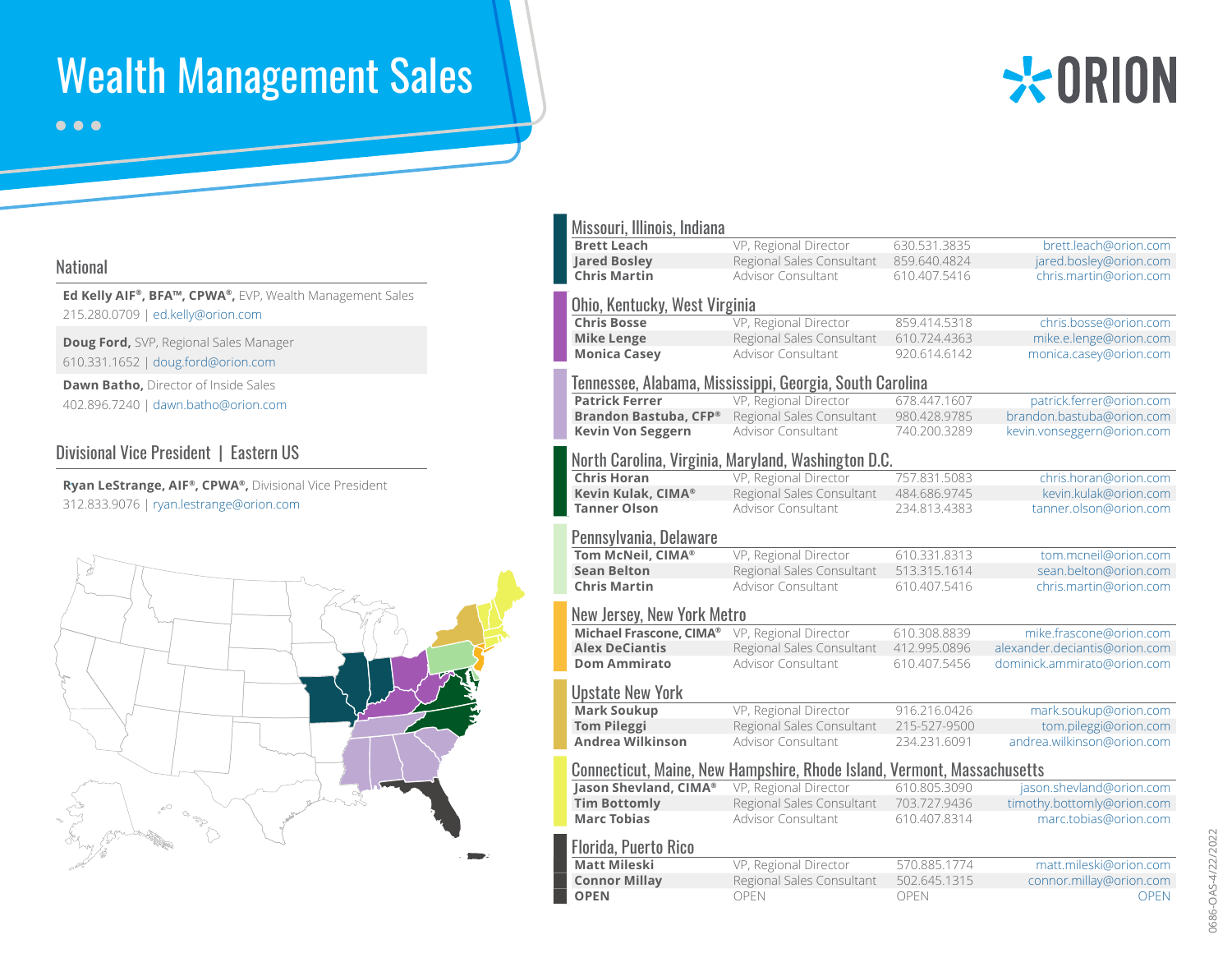# Wealth Management Sales

## National

**Ed Kelly AIF®, BFA™, CPWA®,** EVP, Wealth Management Sales
215.280.0709 | ed.kelly@orion.com

**Doug Ford,** SVP, Regional Sales Manager
610.331.1652 | doug.ford@orion.com

**Dawn Batho,** Director of Inside Sales
402.896.7240 | dawn.batho@orion.com

## Divisional Vice President | Eastern US

**Ryan LeStrange, AIF®, CPWA®,** Divisional Vice President
312.833.9076 | ryan.lestrange@orion.com

### Missouri, Illinois, Indiana

| | | | |
|---|---|---|---|
| **Brett Leach** | VP, Regional Director | 630.531.3835 | brett.leach@orion.com |
| **Jared Bosley** | Regional Sales Consultant | 859.640.4824 | jared.bosley@orion.com |
| **Chris Martin** | Advisor Consultant | 610.407.5416 | chris.martin@orion.com |

### Ohio, Kentucky, West Virginia

| | | | |
|---|---|---|---|
| **Chris Bosse** | VP, Regional Director | 859.414.5318 | chris.bosse@orion.com |
| **Mike Lenge** | Regional Sales Consultant | 610.724.4363 | mike.e.lenge@orion.com |
| **Monica Casey** | Advisor Consultant | 920.614.6142 | monica.casey@orion.com |

### Tennessee, Alabama, Mississippi, Georgia, South Carolina

| | | | |
|---|---|---|---|
| **Patrick Ferrer** | VP, Regional Director | 678.447.1607 | patrick.ferrer@orion.com |
| **Brandon Bastuba, CFP®** | Regional Sales Consultant | 980.428.9785 | brandon.bastuba@orion.com |
| **Kevin Von Seggern** | Advisor Consultant | 740.200.3289 | kevin.vonseggern@orion.com |

### North Carolina, Virginia, Maryland, Washington D.C.

| | | | |
|---|---|---|---|
| **Chris Horan** | VP, Regional Director | 757.831.5083 | chris.horan@orion.com |
| **Kevin Kulak, CIMA®** | Regional Sales Consultant | 484.686.9745 | kevin.kulak@orion.com |
| **Tanner Olson** | Advisor Consultant | 234.813.4383 | tanner.olson@orion.com |

### Pennsylvania, Delaware

| | | | |
|---|---|---|---|
| **Tom McNeil, CIMA®** | VP, Regional Director | 610.331.8313 | tom.mcneil@orion.com |
| **Sean Belton** | Regional Sales Consultant | 513.315.1614 | sean.belton@orion.com |
| **Chris Martin** | Advisor Consultant | 610.407.5416 | chris.martin@orion.com |

### New Jersey, New York Metro

| | | | |
|---|---|---|---|
| **Michael Frascone, CIMA®** | VP, Regional Director | 610.308.8839 | mike.frascone@orion.com |
| **Alex DeCiantis** | Regional Sales Consultant | 412.995.0896 | alexander.deciantis@orion.com |
| **Dom Ammirato** | Advisor Consultant | 610.407.5456 | dominick.ammirato@orion.com |

### Upstate New York

| | | | |
|---|---|---|---|
| **Mark Soukup** | VP, Regional Director | 916.216.0426 | mark.soukup@orion.com |
| **Tom Pileggi** | Regional Sales Consultant | 215-527-9500 | tom.pileggi@orion.com |
| **Andrea Wilkinson** | Advisor Consultant | 234.231.6091 | andrea.wilkinson@orion.com |

### Connecticut, Maine, New Hampshire, Rhode Island, Vermont, Massachusetts

| | | | |
|---|---|---|---|
| **Jason Shevland, CIMA®** | VP, Regional Director | 610.805.3090 | jason.shevland@orion.com |
| **Tim Bottomly** | Regional Sales Consultant | 703.727.9436 | timothy.bottomly@orion.com |
| **Marc Tobias** | Advisor Consultant | 610.407.8314 | marc.tobias@orion.com |

### Florida, Puerto Rico

| | | | |
|---|---|---|---|
| **Matt Mileski** | VP, Regional Director | 570.885.1774 | matt.mileski@orion.com |
| **Connor Millay** | Regional Sales Consultant | 502.645.1315 | connor.millay@orion.com |
| **OPEN** | OPEN | OPEN | OPEN |

0686-OAS-4/22/2022